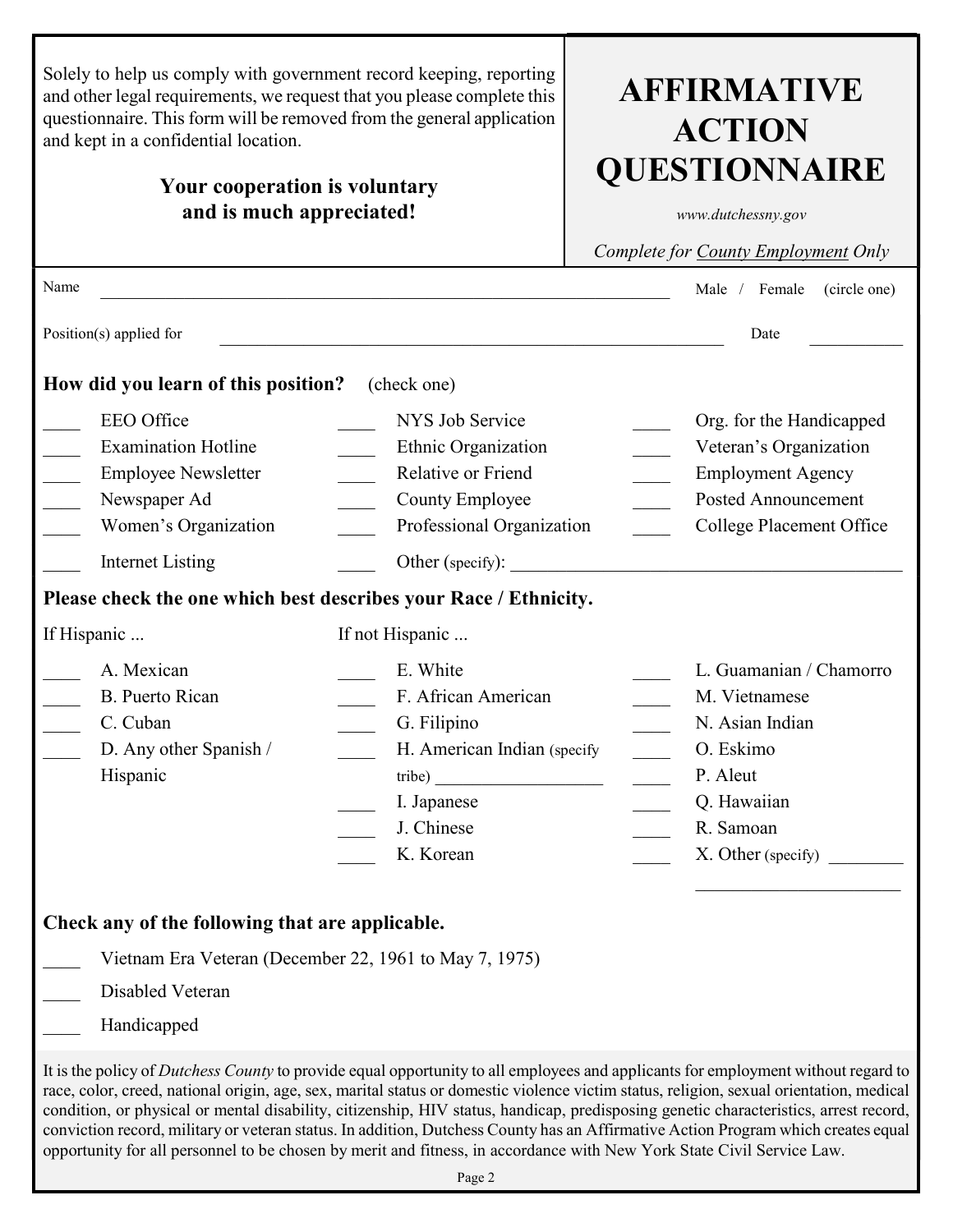Solely to help us comply with government record keeping, reporting and other legal requirements, we request that you please complete this questionnaire. This form will be removed from the general application and kept in a confidential location.

**Your cooperation is voluntary and is much appreciated!**

# AFFIRMATIVE ACTION QUESTIONNAIRE

*www.dutchessny.gov*

*Complete for County Employment Only*

Name ______________________________________________ Male / Female (circle one)

Position(s) applied for ______________________________________________ Date __________

**How did you learn of this position?** (check one)

| | | |
|---|---|---|
| ____ EEO Office | ____ NYS Job Service | ____ Org. for the Handicapped |
| ____ Examination Hotline | ____ Ethnic Organization | ____ Veteran's Organization |
| ____ Employee Newsletter | ____ Relative or Friend | ____ Employment Agency |
| ____ Newspaper Ad | ____ County Employee | ____ Posted Announcement |
| ____ Women's Organization | ____ Professional Organization | ____ College Placement Office |
| ____ Internet Listing | ____ Other (specify): ______________________ | |

**Please check the one which best describes your Race / Ethnicity.**

| If Hispanic ... | If not Hispanic ... | |
|---|---|---|
| ____ A. Mexican | ____ E. White | ____ L. Guamanian / Chamorro |
| ____ B. Puerto Rican | ____ F. African American | ____ M. Vietnamese |
| ____ C. Cuban | ____ G. Filipino | ____ N. Asian Indian |
| ____ D. Any other Spanish / Hispanic | ____ H. American Indian (specify tribe) __________ | ____ O. Eskimo |
| | | ____ P. Aleut |
| | ____ I. Japanese | ____ Q. Hawaiian |
| | ____ J. Chinese | ____ R. Samoan |
| | ____ K. Korean | ____ X. Other (specify) __________ |

**Check any of the following that are applicable.**

____ Vietnam Era Veteran (December 22, 1961 to May 7, 1975)

____ Disabled Veteran

____ Handicapped

It is the policy of *Dutchess County* to provide equal opportunity to all employees and applicants for employment without regard to race, color, creed, national origin, age, sex, marital status or domestic violence victim status, religion, sexual orientation, medical condition, or physical or mental disability, citizenship, HIV status, handicap, predisposing genetic characteristics, arrest record, conviction record, military or veteran status. In addition, Dutchess County has an Affirmative Action Program which creates equal opportunity for all personnel to be chosen by merit and fitness, in accordance with New York State Civil Service Law.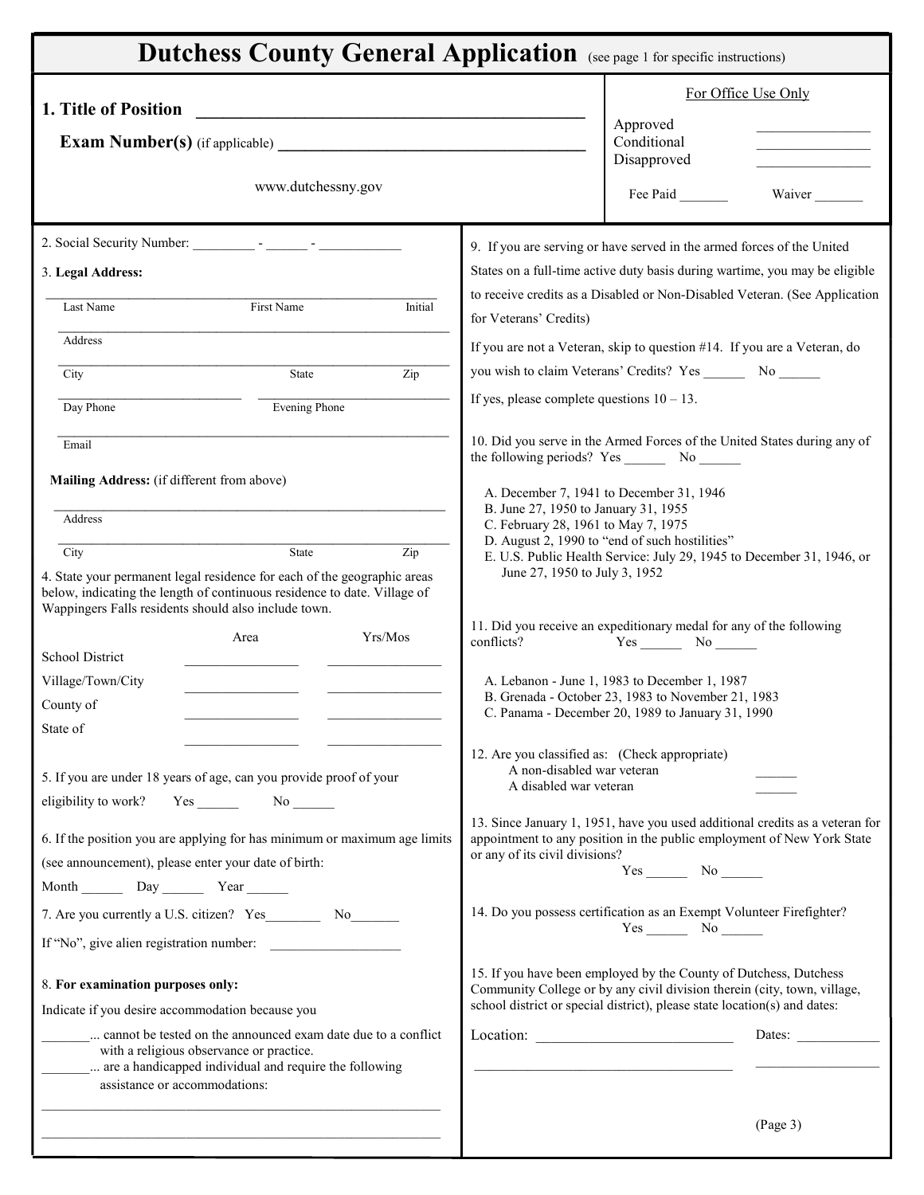# Dutchess County General Application (see page 1 for specific instructions)

**1. Title of Position** ____________________________________________

**Exam Number(s)** (if applicable) ___________________________________

www.dutchessny.gov

| For Office Use Only | |
|---|---|
| Approved | _______________ |
| Conditional | _______________ |
| Disapproved | _______________ |
| Fee Paid _______ | Waiver _______ |

2. Social Security Number: _________ - ______ - ____________

3. **Legal Address:**

Last Name _______________ First Name _______________ Initial _____

Address ____________________________________________

City _______________ State _______ Zip _______

Day Phone _______________ Evening Phone _______________

Email ____________________________________________

**Mailing Address:** (if different from above)

Address ____________________________________________

City _______________ State _______ Zip _______

4. State your permanent legal residence for each of the geographic areas below, indicating the length of continuous residence to date. Village of Wappingers Falls residents should also include town.

| | Area | Yrs/Mos |
|---|---|---|
| School District | ________________ | ________________ |
| Village/Town/City | ________________ | ________________ |
| County of | ________________ | ________________ |
| State of | ________________ | ________________ |

5. If you are under 18 years of age, can you provide proof of your eligibility to work? Yes ______ No ______

6. If the position you are applying for has minimum or maximum age limits (see announcement), please enter your date of birth:

Month ______ Day ______ Year ______

7. Are you currently a U.S. citizen? Yes________ No_______

If "No", give alien registration number: ___________________

8. **For examination purposes only:**

Indicate if you desire accommodation because you

_______... cannot be tested on the announced exam date due to a conflict with a religious observance or practice.

_______... are a handicapped individual and require the following assistance or accommodations:

____________________________________________

____________________________________________

9. If you are serving or have served in the armed forces of the United States on a full-time active duty basis during wartime, you may be eligible to receive credits as a Disabled or Non-Disabled Veteran. (See Application for Veterans' Credits)

If you are not a Veteran, skip to question #14. If you are a Veteran, do you wish to claim Veterans' Credits? Yes ______ No ______

If yes, please complete questions 10 – 13.

10. Did you serve in the Armed Forces of the United States during any of the following periods? Yes ______ No ______

A. December 7, 1941 to December 31, 1946
B. June 27, 1950 to January 31, 1955
C. February 28, 1961 to May 7, 1975
D. August 2, 1990 to "end of such hostilities"
E. U.S. Public Health Service: July 29, 1945 to December 31, 1946, or June 27, 1950 to July 3, 1952

11. Did you receive an expeditionary medal for any of the following conflicts? Yes ______ No ______

A. Lebanon - June 1, 1983 to December 1, 1987
B. Grenada - October 23, 1983 to November 21, 1983
C. Panama - December 20, 1989 to January 31, 1990

12. Are you classified as: (Check appropriate)

A non-disabled war veteran ______
A disabled war veteran ______

13. Since January 1, 1951, have you used additional credits as a veteran for appointment to any position in the public employment of New York State or any of its civil divisions?
Yes ______ No ______

14. Do you possess certification as an Exempt Volunteer Firefighter?
Yes ______ No ______

15. If you have been employed by the County of Dutchess, Dutchess Community College or by any civil division therein (city, town, village, school district or special district), please state location(s) and dates:

Location: ___________________________ Dates: ____________

____________________________________ __________________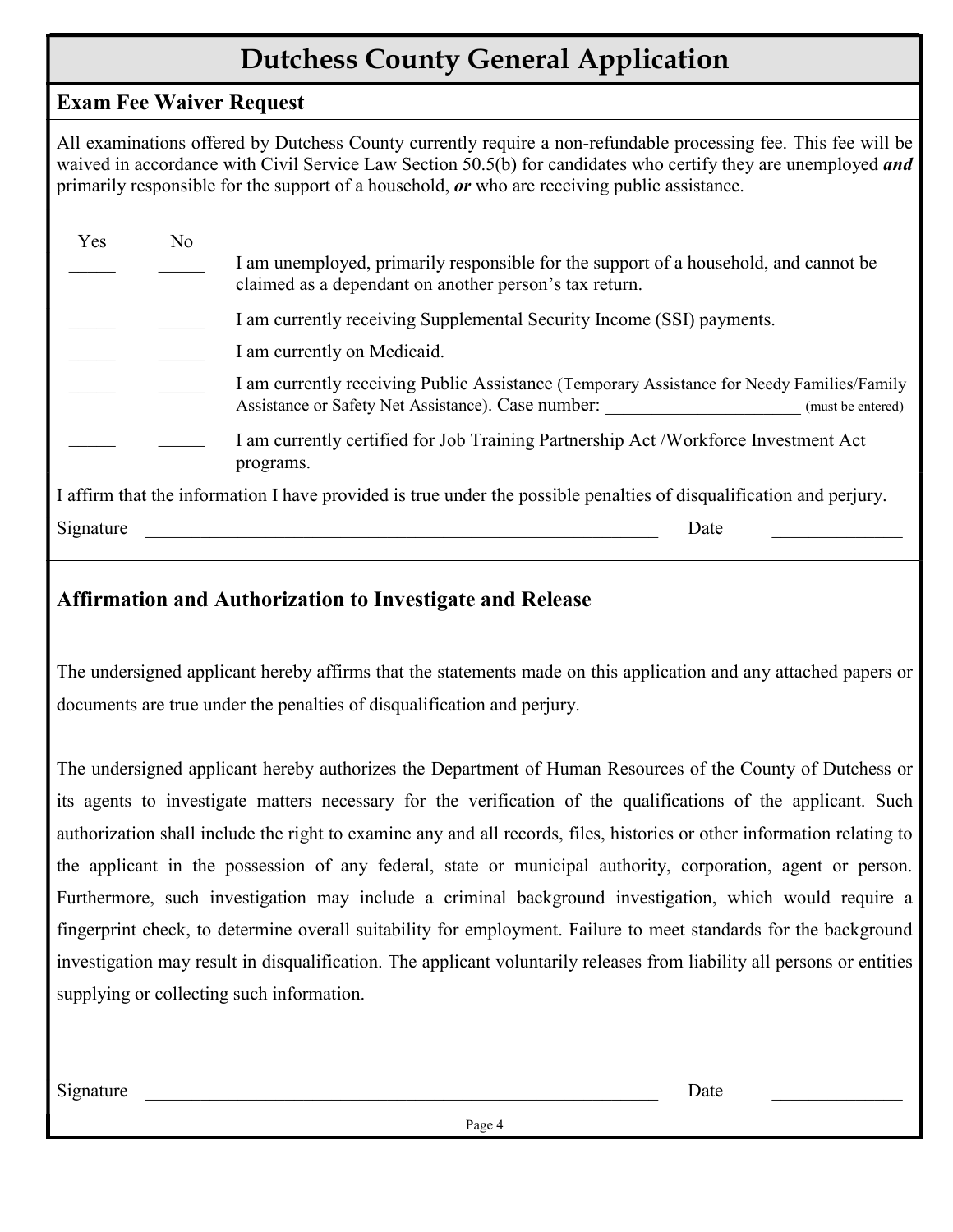# Dutchess County General Application

## Exam Fee Waiver Request

All examinations offered by Dutchess County currently require a non-refundable processing fee. This fee will be waived in accordance with Civil Service Law Section 50.5(b) for candidates who certify they are unemployed ***and*** primarily responsible for the support of a household, ***or*** who are receiving public assistance.

| Yes | No | |
|---|---|---|
| _____ | _____ | I am unemployed, primarily responsible for the support of a household, and cannot be claimed as a dependant on another person's tax return. |
| _____ | _____ | I am currently receiving Supplemental Security Income (SSI) payments. |
| _____ | _____ | I am currently on Medicaid. |
| _____ | _____ | I am currently receiving Public Assistance (Temporary Assistance for Needy Families/Family Assistance or Safety Net Assistance). Case number: ____________________ (must be entered) |
| _____ | _____ | I am currently certified for Job Training Partnership Act /Workforce Investment Act programs. |

I affirm that the information I have provided is true under the possible penalties of disqualification and perjury.

Signature ________________________________________________ Date ______________

## Affirmation and Authorization to Investigate and Release

The undersigned applicant hereby affirms that the statements made on this application and any attached papers or documents are true under the penalties of disqualification and perjury.

The undersigned applicant hereby authorizes the Department of Human Resources of the County of Dutchess or its agents to investigate matters necessary for the verification of the qualifications of the applicant. Such authorization shall include the right to examine any and all records, files, histories or other information relating to the applicant in the possession of any federal, state or municipal authority, corporation, agent or person. Furthermore, such investigation may include a criminal background investigation, which would require a fingerprint check, to determine overall suitability for employment. Failure to meet standards for the background investigation may result in disqualification. The applicant voluntarily releases from liability all persons or entities supplying or collecting such information.

Signature ________________________________________________ Date ______________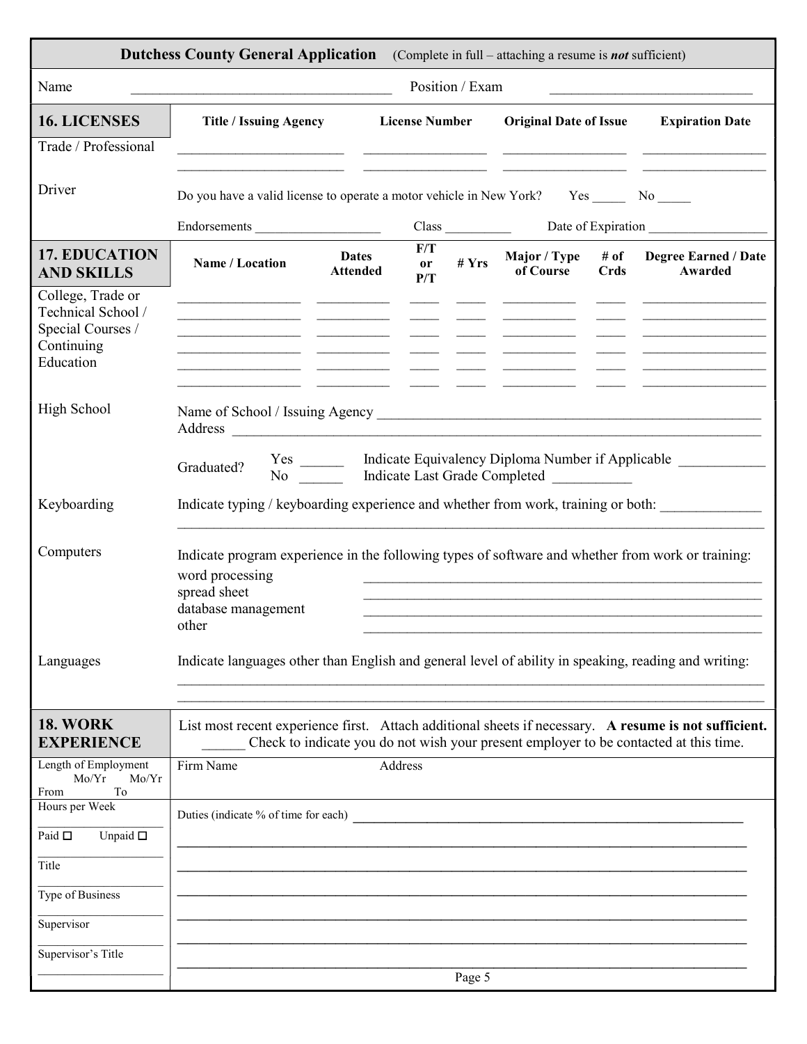## Dutchess County General Application (Complete in full – attaching a resume is *not* sufficient)

Name ____________________________________ Position / Exam ____________________________

## 16. LICENSES

| | Title / Issuing Agency | License Number | Original Date of Issue | Expiration Date |
|---|---|---|---|---|
| Trade / Professional | | | | |
| | | | | |

**Driver**

Do you have a valid license to operate a motor vehicle in New York? Yes _____ No _____

Endorsements ___________________ Class __________ Date of Expiration __________________

## 17. EDUCATION AND SKILLS

| | Name / Location | Dates Attended | F/T or P/T | # Yrs | Major / Type of Course | # of Crds | Degree Earned / Date Awarded |
|---|---|---|---|---|---|---|---|
| College, Trade or Technical School / Special Courses / Continuing Education | | | | | | | |
| | | | | | | | |
| | | | | | | | |
| | | | | | | | |
| | | | | | | | |

**High School**

Name of School / Issuing Agency ________________________________________________________

Address ________________________________________________________________________

Graduated? Yes ______ No ______

Indicate Equivalency Diploma Number if Applicable ____________

Indicate Last Grade Completed ___________

**Keyboarding**

Indicate typing / keyboarding experience and whether from work, training or both: ______________

______________________________________________________________________________

**Computers**

Indicate program experience in the following types of software and whether from work or training:

- word processing ________________________________________________________
- spread sheet ________________________________________________________
- database management ________________________________________________________
- other ________________________________________________________

**Languages**

Indicate languages other than English and general level of ability in speaking, reading and writing:

______________________________________________________________________________

______________________________________________________________________________

## 18. WORK EXPERIENCE

List most recent experience first. Attach additional sheets if necessary. **A resume is not sufficient.**

______ Check to indicate you do not wish your present employer to be contacted at this time.

| Length of Employment<br>Mo/Yr From — Mo/Yr To | Firm Name | Address |
|---|---|---|
| | | |

| | |
|---|---|
| Hours per Week ____________ | Duties (indicate % of time for each) ____________________________________________ |
| Paid ☐ Unpaid ☐ | ____________________________________________________________ |
| Title ____________ | ____________________________________________________________ |
| Type of Business ____________ | ____________________________________________________________ |
| Supervisor ____________ | ____________________________________________________________ |
| Supervisor's Title ____________ | ____________________________________________________________ |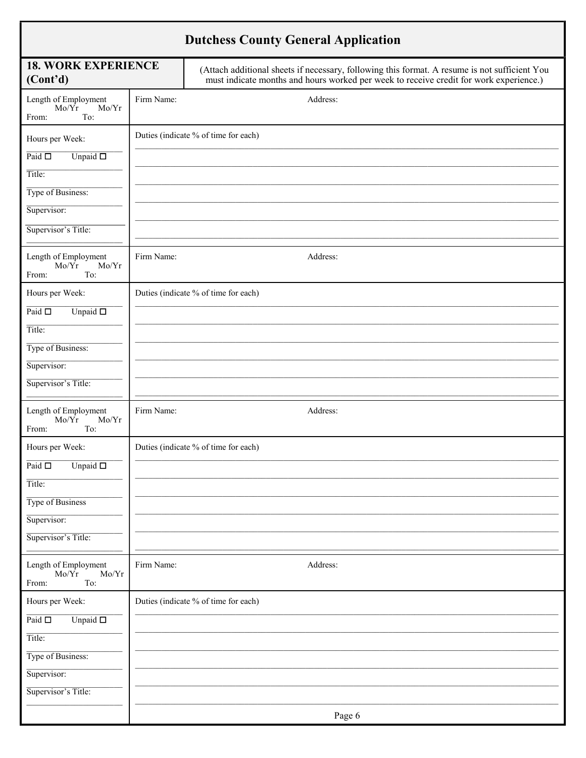# Dutchess County General Application

## 18. WORK EXPERIENCE (Cont'd)

(Attach additional sheets if necessary, following this format. A resume is not sufficient You must indicate months and hours worked per week to receive credit for work experience.)

| | | |
|---|---|---|
| Length of Employment<br>Mo/Yr Mo/Yr<br>From: To: | Firm Name: | Address: |
| Hours per Week:<br>Paid ☐ Unpaid ☐<br>Title:<br>Type of Business:<br>Supervisor:<br>Supervisor's Title: | Duties (indicate % of time for each) | |
| Length of Employment<br>Mo/Yr Mo/Yr<br>From: To: | Firm Name: | Address: |
| Hours per Week:<br>Paid ☐ Unpaid ☐<br>Title:<br>Type of Business:<br>Supervisor:<br>Supervisor's Title: | Duties (indicate % of time for each) | |
| Length of Employment<br>Mo/Yr Mo/Yr<br>From: To: | Firm Name: | Address: |
| Hours per Week:<br>Paid ☐ Unpaid ☐<br>Title:<br>Type of Business<br>Supervisor:<br>Supervisor's Title: | Duties (indicate % of time for each) | |
| Length of Employment<br>Mo/Yr Mo/Yr<br>From: To: | Firm Name: | Address: |
| Hours per Week:<br>Paid ☐ Unpaid ☐<br>Title:<br>Type of Business:<br>Supervisor:<br>Supervisor's Title: | Duties (indicate % of time for each) | |